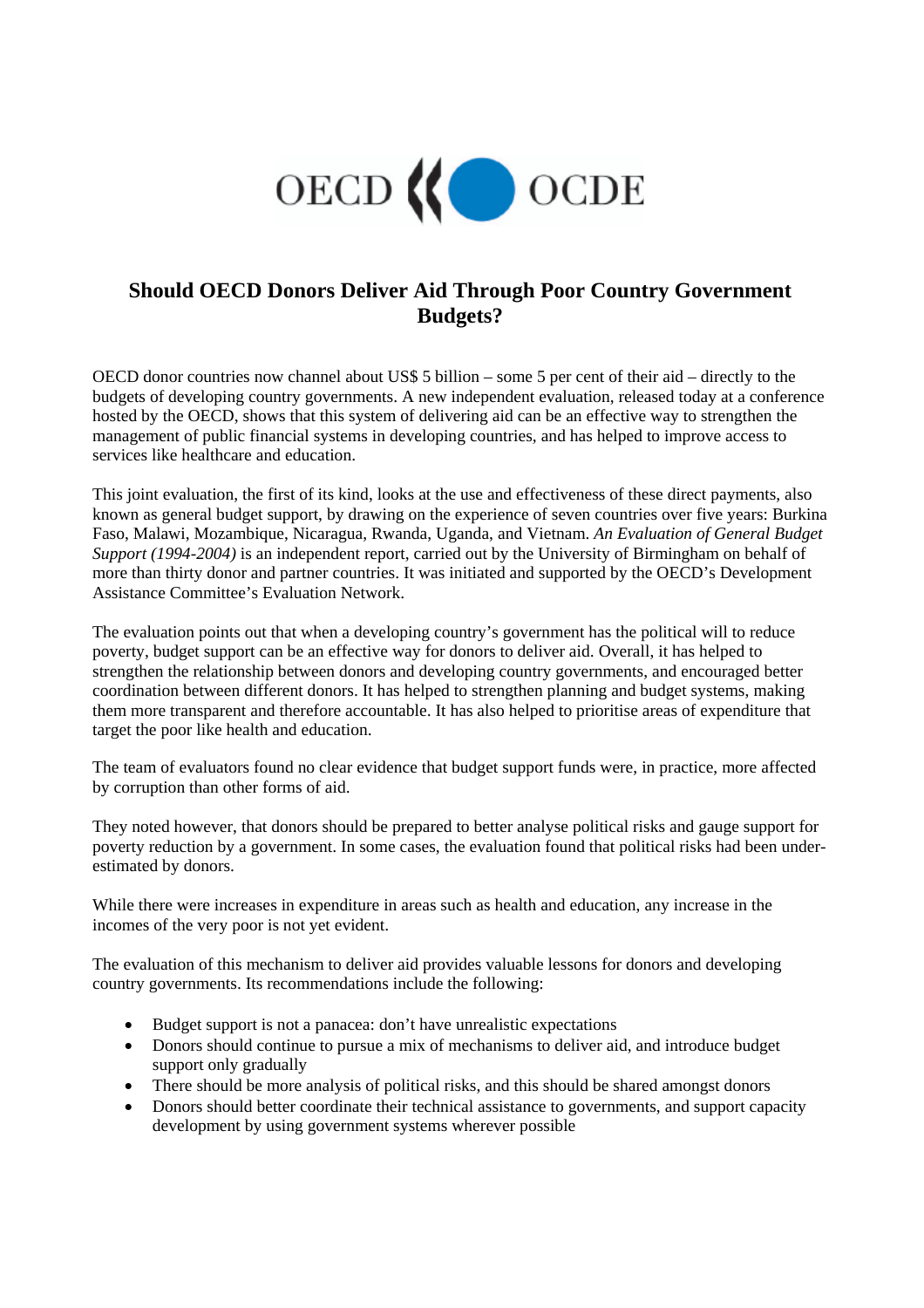# Should OECD Donors Deliver Aid Through Poor Country Government Budgets?

OECD donor countries now channel about US$ 5 billion – some 5 per cent of their aid – directly to the budgets of developing country governments. A new independent evaluation, released today at a conference hosted by the OECD, shows that this system of delivering aid can be an effective way to strengthen the management of public financial systems in developing countries, and has helped to improve access to services like healthcare and education.

This joint evaluation, the first of its kind, looks at the use and effectiveness of these direct payments, also known as general budget support, by drawing on the experience of seven countries over five years: Burkina Faso, Malawi, Mozambique, Nicaragua, Rwanda, Uganda, and Vietnam. *An Evaluation of General Budget Support (1994-2004)* is an independent report, carried out by the University of Birmingham on behalf of more than thirty donor and partner countries. It was initiated and supported by the OECD's Development Assistance Committee's Evaluation Network.

The evaluation points out that when a developing country's government has the political will to reduce poverty, budget support can be an effective way for donors to deliver aid. Overall, it has helped to strengthen the relationship between donors and developing country governments, and encouraged better coordination between different donors. It has helped to strengthen planning and budget systems, making them more transparent and therefore accountable. It has also helped to prioritise areas of expenditure that target the poor like health and education.

The team of evaluators found no clear evidence that budget support funds were, in practice, more affected by corruption than other forms of aid.

They noted however, that donors should be prepared to better analyse political risks and gauge support for poverty reduction by a government. In some cases, the evaluation found that political risks had been under-estimated by donors.

While there were increases in expenditure in areas such as health and education, any increase in the incomes of the very poor is not yet evident.

The evaluation of this mechanism to deliver aid provides valuable lessons for donors and developing country governments. Its recommendations include the following:

- Budget support is not a panacea: don't have unrealistic expectations
- Donors should continue to pursue a mix of mechanisms to deliver aid, and introduce budget support only gradually
- There should be more analysis of political risks, and this should be shared amongst donors
- Donors should better coordinate their technical assistance to governments, and support capacity development by using government systems wherever possible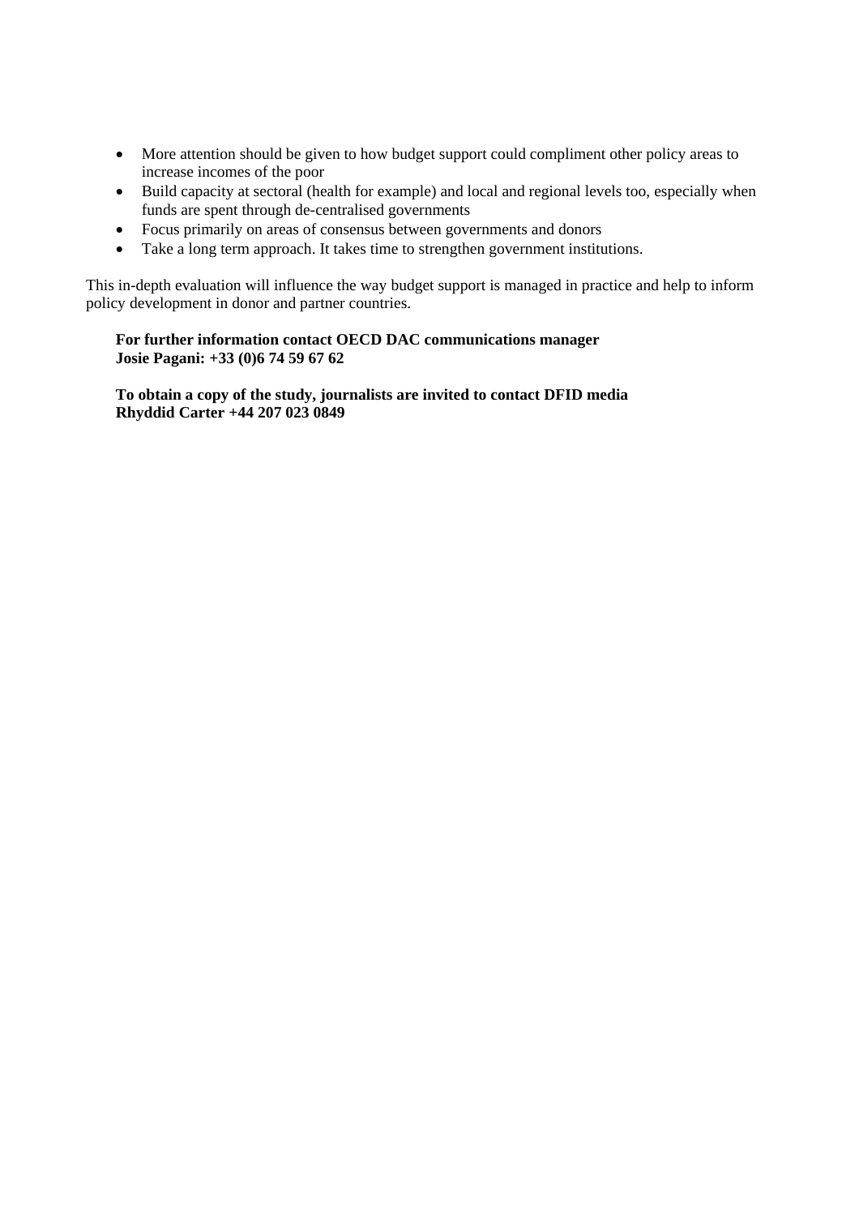- More attention should be given to how budget support could compliment other policy areas to increase incomes of the poor
- Build capacity at sectoral (health for example) and local and regional levels too, especially when funds are spent through de-centralised governments
- Focus primarily on areas of consensus between governments and donors
- Take a long term approach. It takes time to strengthen government institutions.

This in-depth evaluation will influence the way budget support is managed in practice and help to inform policy development in donor and partner countries.

**For further information contact OECD DAC communications manager**
**Josie Pagani: +33 (0)6 74 59 67 62**

**To obtain a copy of the study, journalists are invited to contact DFID media**
**Rhyddid Carter +44 207 023 0849**